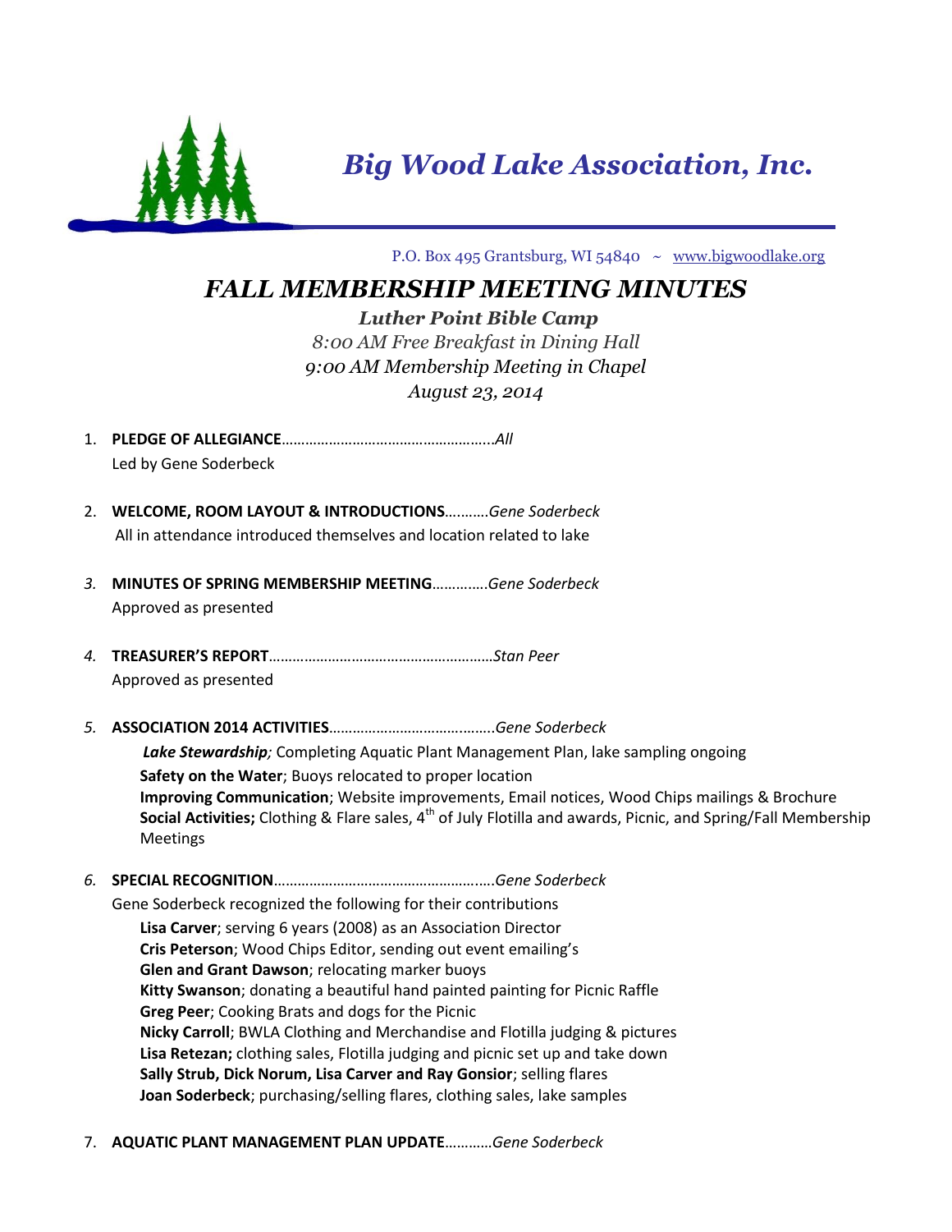# *Big Wood Lake Association, Inc.*

P.O. Box 495 Grantsburg, WI 54840 ~ www.bigwoodlake.org

## *FALL MEMBERSHIP MEETING MINUTES*

***Luther Point Bible Camp***

*8:00 AM Free Breakfast in Dining Hall*

*9:00 AM Membership Meeting in Chapel*

*August 23, 2014*

1. **PLEDGE OF ALLEGIANCE**……………………………………………..*All*
   Led by Gene Soderbeck

2. **WELCOME, ROOM LAYOUT & INTRODUCTIONS**………..*Gene Soderbeck*
   All in attendance introduced themselves and location related to lake

3. **MINUTES OF SPRING MEMBERSHIP MEETING**………….*Gene Soderbeck*
   Approved as presented

4. **TREASURER'S REPORT**…………………………………………………*Stan Peer*
   Approved as presented

5. **ASSOCIATION 2014 ACTIVITIES**…………………………….…….*Gene Soderbeck*
   ***Lake Stewardship****;* Completing Aquatic Plant Management Plan, lake sampling ongoing
   **Safety on the Water**; Buoys relocated to proper location
   **Improving Communication**; Website improvements, Email notices, Wood Chips mailings & Brochure
   **Social Activities;** Clothing & Flare sales, 4th of July Flotilla and awards, Picnic, and Spring/Fall Membership Meetings

6. **SPECIAL RECOGNITION**……………………………………………..*Gene Soderbeck*
   Gene Soderbeck recognized the following for their contributions
   **Lisa Carver**; serving 6 years (2008) as an Association Director
   **Cris Peterson**; Wood Chips Editor, sending out event emailing's
   **Glen and Grant Dawson**; relocating marker buoys
   **Kitty Swanson**; donating a beautiful hand painted painting for Picnic Raffle
   **Greg Peer**; Cooking Brats and dogs for the Picnic
   **Nicky Carroll**; BWLA Clothing and Merchandise and Flotilla judging & pictures
   **Lisa Retezan;** clothing sales, Flotilla judging and picnic set up and take down
   **Sally Strub, Dick Norum, Lisa Carver and Ray Gonsior**; selling flares
   **Joan Soderbeck**; purchasing/selling flares, clothing sales, lake samples

7. **AQUATIC PLANT MANAGEMENT PLAN UPDATE**…………*Gene Soderbeck*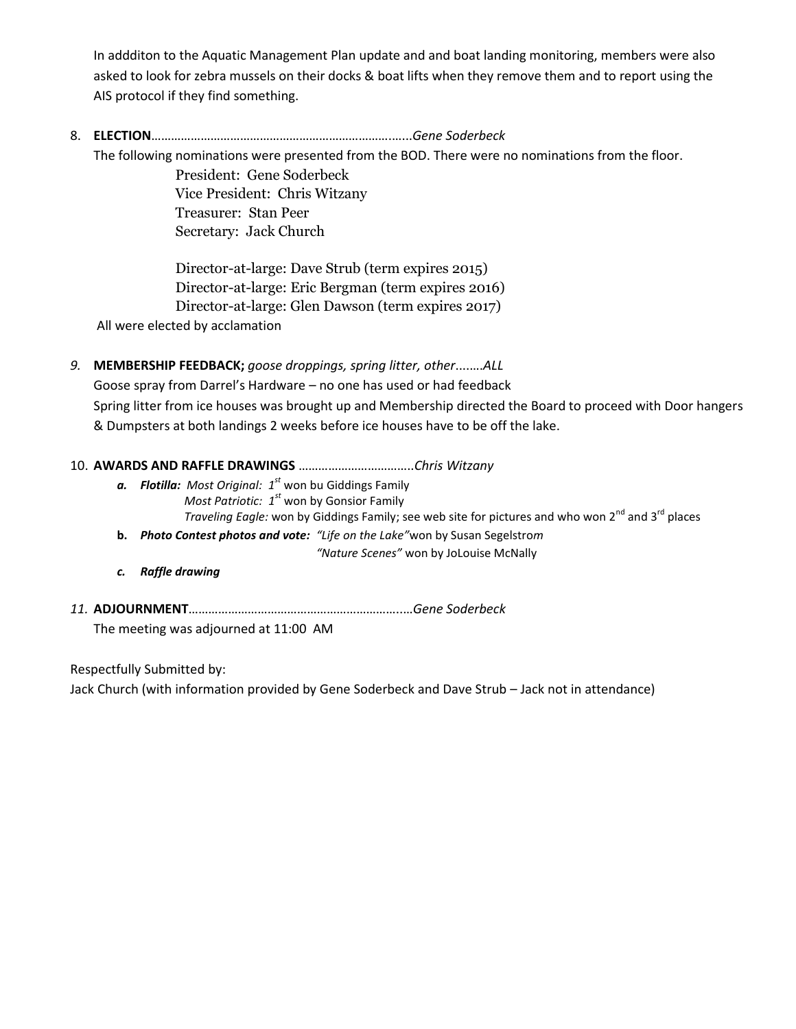In addditon to the Aquatic Management Plan update and and boat landing monitoring, members were also asked to look for zebra mussels on their docks & boat lifts when they remove them and to report using the AIS protocol if they find something.

8. **ELECTION**……………………………………………………………….....*Gene Soderbeck*

   The following nominations were presented from the BOD. There were no nominations from the floor.

   President: Gene Soderbeck
   Vice President: Chris Witzany
   Treasurer: Stan Peer
   Secretary: Jack Church

   Director-at-large: Dave Strub (term expires 2015)
   Director-at-large: Eric Bergman (term expires 2016)
   Director-at-large: Glen Dawson (term expires 2017)

   All were elected by acclamation

9. **MEMBERSHIP FEEDBACK;** *goose droppings, spring litter, other*........*ALL*

   Goose spray from Darrel's Hardware – no one has used or had feedback

   Spring litter from ice houses was brought up and Membership directed the Board to proceed with Door hangers & Dumpsters at both landings 2 weeks before ice houses have to be off the lake.

10. **AWARDS AND RAFFLE DRAWINGS** ……………………………..*Chris Witzany*

    a. ***Flotilla:*** *Most Original: 1st* won bu Giddings Family
       *Most Patriotic: 1st* won by Gonsior Family
       *Traveling Eagle:* won by Giddings Family; see web site for pictures and who won 2nd and 3rd places

    b. ***Photo Contest photos and vote:*** *"Life on the Lake"* won by Susan Segelstrom
       *"Nature Scenes"* won by JoLouise McNally

    c. ***Raffle drawing***

11. **ADJOURNMENT**………………………………………………………..…*Gene Soderbeck*

    The meeting was adjourned at 11:00 AM

Respectfully Submitted by:
Jack Church (with information provided by Gene Soderbeck and Dave Strub – Jack not in attendance)